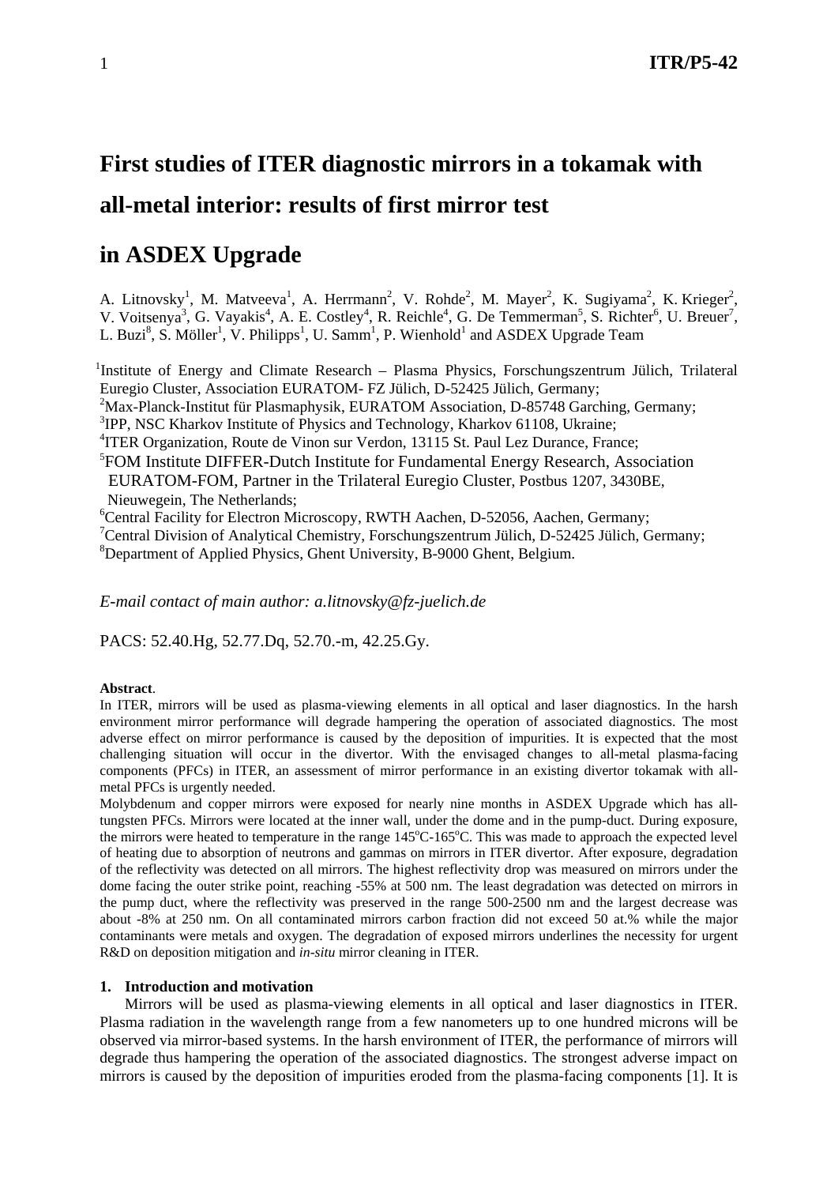# First studies of ITER diagnostic mirrors in a tokamak with all-metal interior: results of first mirror test in ASDEX Upgrade

A. Litnovsky[1], M. Matveeva[1], A. Herrmann[2], V. Rohde[2], M. Mayer[2], K. Sugiyama[2], K. Krieger[2], V. Voitsenya[3], G. Vayakis[4], A. E. Costley[4], R. Reichle[4], G. De Temmerman[5], S. Richter[6], U. Breuer[7], L. Buzi[8], S. Möller[1], V. Philipps[1], U. Samm[1], P. Wienhold[1] and ASDEX Upgrade Team

[1]Institute of Energy and Climate Research – Plasma Physics, Forschungszentrum Jülich, Trilateral Euregio Cluster, Association EURATOM- FZ Jülich, D-52425 Jülich, Germany;
[2]Max-Planck-Institut für Plasmaphysik, EURATOM Association, D-85748 Garching, Germany;
[3]IPP, NSC Kharkov Institute of Physics and Technology, Kharkov 61108, Ukraine;
[4]ITER Organization, Route de Vinon sur Verdon, 13115 St. Paul Lez Durance, France;
[5]FOM Institute DIFFER-Dutch Institute for Fundamental Energy Research, Association EURATOM-FOM, Partner in the Trilateral Euregio Cluster, Postbus 1207, 3430BE, Nieuwegein, The Netherlands;
[6]Central Facility for Electron Microscopy, RWTH Aachen, D-52056, Aachen, Germany;
[7]Central Division of Analytical Chemistry, Forschungszentrum Jülich, D-52425 Jülich, Germany;
[8]Department of Applied Physics, Ghent University, B-9000 Ghent, Belgium.

*E-mail contact of main author: a.litnovsky@fz-juelich.de*

PACS: 52.40.Hg, 52.77.Dq, 52.70.-m, 42.25.Gy.

**Abstract**.
In ITER, mirrors will be used as plasma-viewing elements in all optical and laser diagnostics. In the harsh environment mirror performance will degrade hampering the operation of associated diagnostics. The most adverse effect on mirror performance is caused by the deposition of impurities. It is expected that the most challenging situation will occur in the divertor. With the envisaged changes to all-metal plasma-facing components (PFCs) in ITER, an assessment of mirror performance in an existing divertor tokamak with all-metal PFCs is urgently needed.

Molybdenum and copper mirrors were exposed for nearly nine months in ASDEX Upgrade which has all-tungsten PFCs. Mirrors were located at the inner wall, under the dome and in the pump-duct. During exposure, the mirrors were heated to temperature in the range 145°C-165°C. This was made to approach the expected level of heating due to absorption of neutrons and gammas on mirrors in ITER divertor. After exposure, degradation of the reflectivity was detected on all mirrors. The highest reflectivity drop was measured on mirrors under the dome facing the outer strike point, reaching -55% at 500 nm. The least degradation was detected on mirrors in the pump duct, where the reflectivity was preserved in the range 500-2500 nm and the largest decrease was about -8% at 250 nm. On all contaminated mirrors carbon fraction did not exceed 50 at.% while the major contaminants were metals and oxygen. The degradation of exposed mirrors underlines the necessity for urgent R&D on deposition mitigation and *in-situ* mirror cleaning in ITER.

## 1. Introduction and motivation

Mirrors will be used as plasma-viewing elements in all optical and laser diagnostics in ITER. Plasma radiation in the wavelength range from a few nanometers up to one hundred microns will be observed via mirror-based systems. In the harsh environment of ITER, the performance of mirrors will degrade thus hampering the operation of the associated diagnostics. The strongest adverse impact on mirrors is caused by the deposition of impurities eroded from the plasma-facing components [1]. It is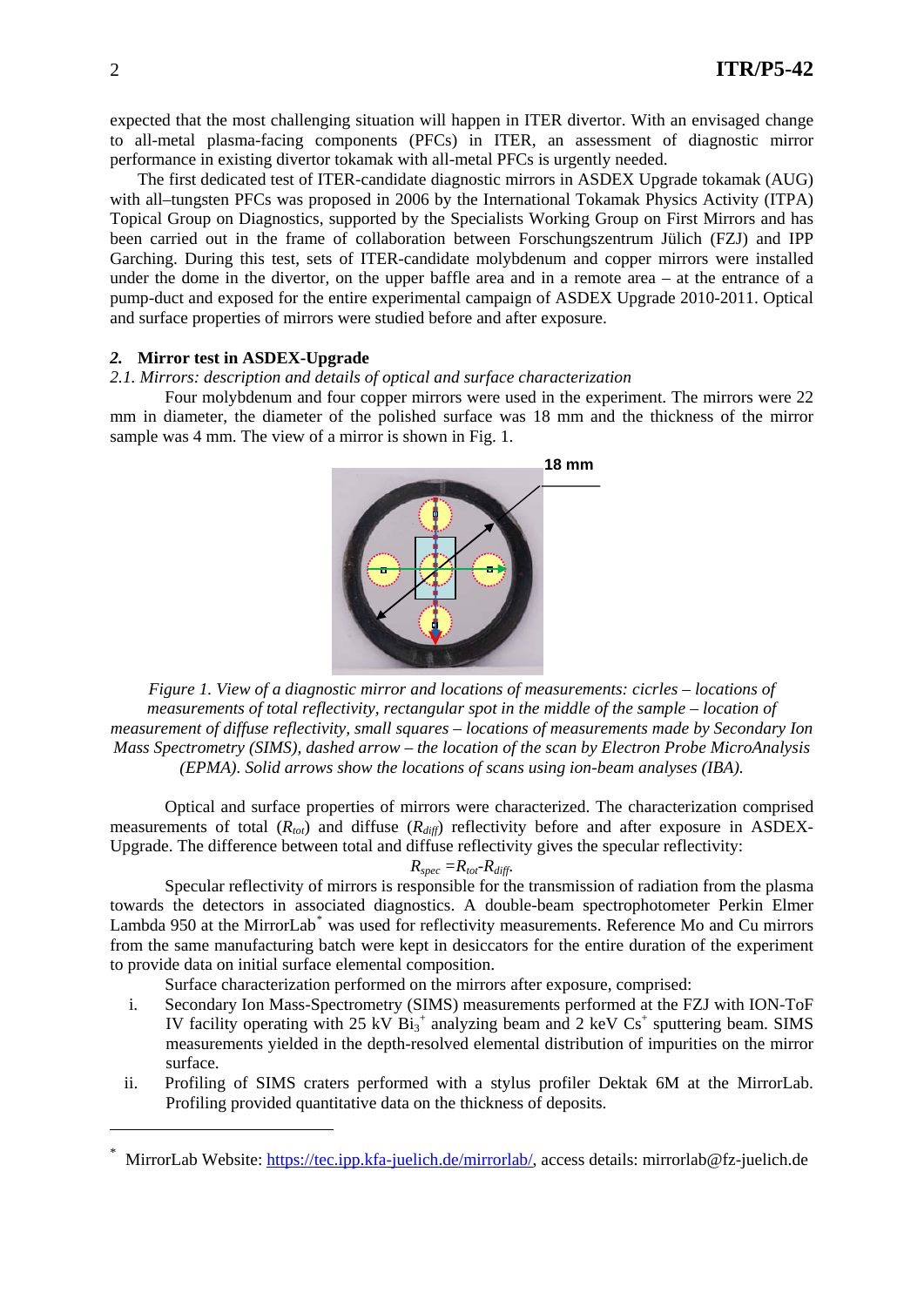expected that the most challenging situation will happen in ITER divertor. With an envisaged change to all-metal plasma-facing components (PFCs) in ITER, an assessment of diagnostic mirror performance in existing divertor tokamak with all-metal PFCs is urgently needed.

The first dedicated test of ITER-candidate diagnostic mirrors in ASDEX Upgrade tokamak (AUG) with all–tungsten PFCs was proposed in 2006 by the International Tokamak Physics Activity (ITPA) Topical Group on Diagnostics, supported by the Specialists Working Group on First Mirrors and has been carried out in the frame of collaboration between Forschungszentrum Jülich (FZJ) and IPP Garching. During this test, sets of ITER-candidate molybdenum and copper mirrors were installed under the dome in the divertor, on the upper baffle area and in a remote area – at the entrance of a pump-duct and exposed for the entire experimental campaign of ASDEX Upgrade 2010-2011. Optical and surface properties of mirrors were studied before and after exposure.

## *2.* Mirror test in ASDEX-Upgrade

### *2.1. Mirrors: description and details of optical and surface characterization*

Four molybdenum and four copper mirrors were used in the experiment. The mirrors were 22 mm in diameter, the diameter of the polished surface was 18 mm and the thickness of the mirror sample was 4 mm. The view of a mirror is shown in Fig. 1.

18 mm

*Figure 1. View of a diagnostic mirror and locations of measurements: circles – locations of measurements of total reflectivity, rectangular spot in the middle of the sample – location of measurement of diffuse reflectivity, small squares – locations of measurements made by Secondary Ion Mass Spectrometry (SIMS), dashed arrow – the location of the scan by Electron Probe MicroAnalysis (EPMA). Solid arrows show the locations of scans using ion-beam analyses (IBA).*

Optical and surface properties of mirrors were characterized. The characterization comprised measurements of total ($R_{tot}$) and diffuse ($R_{diff}$) reflectivity before and after exposure in ASDEX-Upgrade. The difference between total and diffuse reflectivity gives the specular reflectivity:

$$R_{spec} = R_{tot} - R_{diff}.$$

Specular reflectivity of mirrors is responsible for the transmission of radiation from the plasma towards the detectors in associated diagnostics. A double-beam spectrophotometer Perkin Elmer Lambda 950 at the MirrorLab* was used for reflectivity measurements. Reference Mo and Cu mirrors from the same manufacturing batch were kept in desiccators for the entire duration of the experiment to provide data on initial surface elemental composition.

Surface characterization performed on the mirrors after exposure, comprised:

i. Secondary Ion Mass-Spectrometry (SIMS) measurements performed at the FZJ with ION-ToF IV facility operating with 25 kV $Bi_3^+$ analyzing beam and 2 keV $Cs^+$ sputtering beam. SIMS measurements yielded in the depth-resolved elemental distribution of impurities on the mirror surface.
ii. Profiling of SIMS craters performed with a stylus profiler Dektak 6M at the MirrorLab. Profiling provided quantitative data on the thickness of deposits.

---

* MirrorLab Website: https://tec.ipp.kfa-juelich.de/mirrorlab/, access details: mirrorlab@fz-juelich.de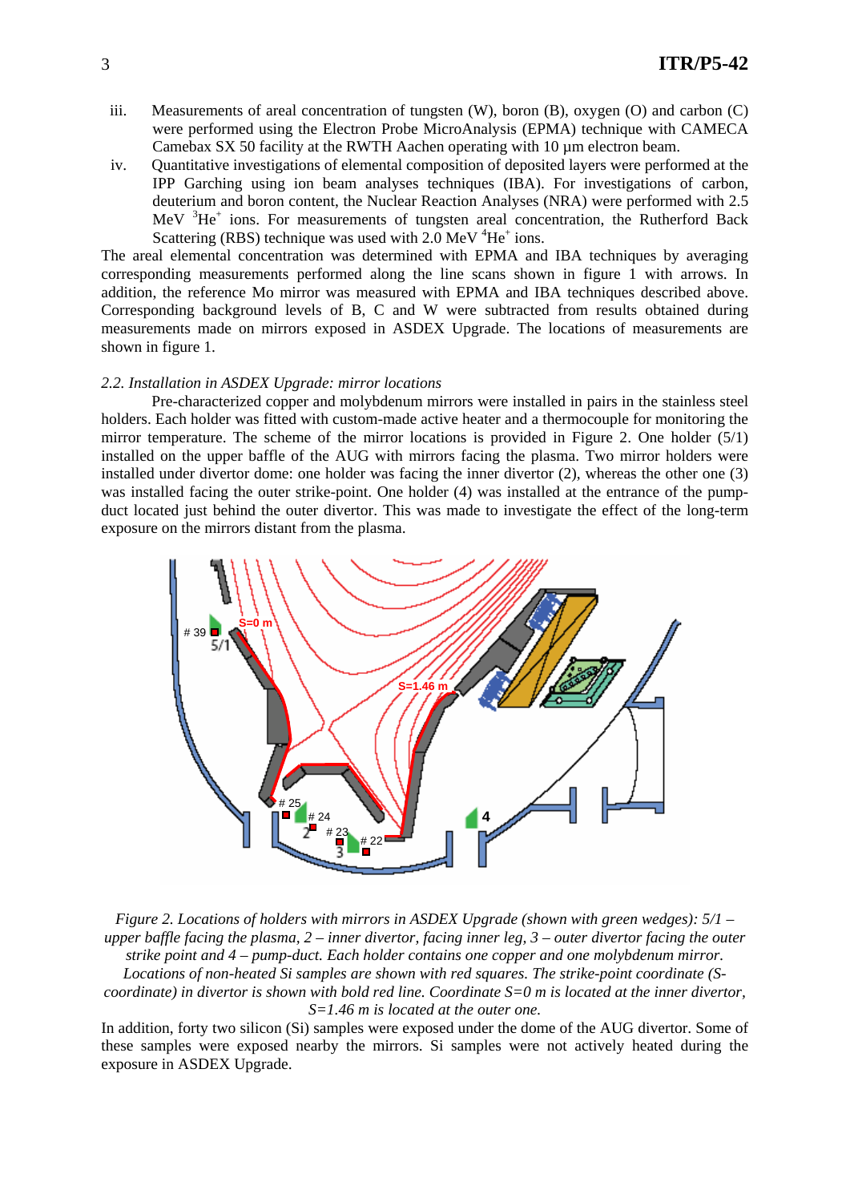iii. Measurements of areal concentration of tungsten (W), boron (B), oxygen (O) and carbon (C) were performed using the Electron Probe MicroAnalysis (EPMA) technique with CAMECA Camebax SX 50 facility at the RWTH Aachen operating with 10 µm electron beam.

iv. Quantitative investigations of elemental composition of deposited layers were performed at the IPP Garching using ion beam analyses techniques (IBA). For investigations of carbon, deuterium and boron content, the Nuclear Reaction Analyses (NRA) were performed with 2.5 MeV $^{3}He^{+}$ ions. For measurements of tungsten areal concentration, the Rutherford Back Scattering (RBS) technique was used with 2.0 MeV $^{4}He^{+}$ ions.

The areal elemental concentration was determined with EPMA and IBA techniques by averaging corresponding measurements performed along the line scans shown in figure 1 with arrows. In addition, the reference Mo mirror was measured with EPMA and IBA techniques described above. Corresponding background levels of B, C and W were subtracted from results obtained during measurements made on mirrors exposed in ASDEX Upgrade. The locations of measurements are shown in figure 1.

### *2.2. Installation in ASDEX Upgrade: mirror locations*

Pre-characterized copper and molybdenum mirrors were installed in pairs in the stainless steel holders. Each holder was fitted with custom-made active heater and a thermocouple for monitoring the mirror temperature. The scheme of the mirror locations is provided in Figure 2. One holder (5/1) installed on the upper baffle of the AUG with mirrors facing the plasma. Two mirror holders were installed under divertor dome: one holder was facing the inner divertor (2), whereas the other one (3) was installed facing the outer strike-point. One holder (4) was installed at the entrance of the pump-duct located just behind the outer divertor. This was made to investigate the effect of the long-term exposure on the mirrors distant from the plasma.

*Figure 2. Locations of holders with mirrors in ASDEX Upgrade (shown with green wedges): 5/1 – upper baffle facing the plasma, 2 – inner divertor, facing inner leg, 3 – outer divertor facing the outer strike point and 4 – pump-duct. Each holder contains one copper and one molybdenum mirror. Locations of non-heated Si samples are shown with red squares. The strike-point coordinate (S-coordinate) in divertor is shown with bold red line. Coordinate S=0 m is located at the inner divertor, S=1.46 m is located at the outer one.*

In addition, forty two silicon (Si) samples were exposed under the dome of the AUG divertor. Some of these samples were exposed nearby the mirrors. Si samples were not actively heated during the exposure in ASDEX Upgrade.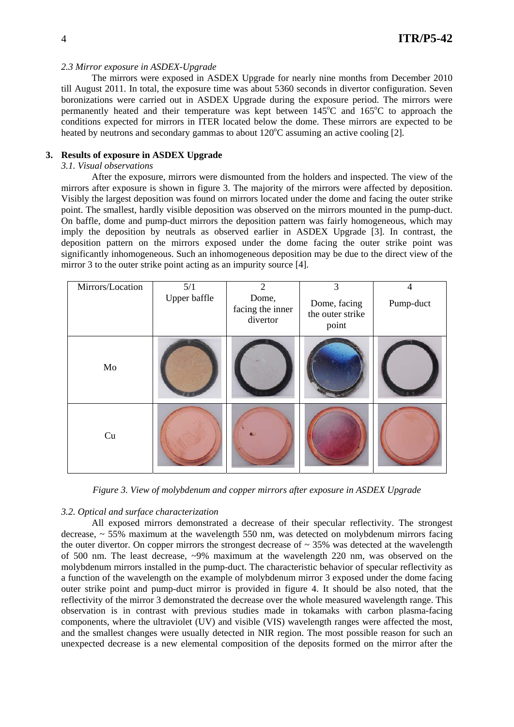*2.3 Mirror exposure in ASDEX-Upgrade*

The mirrors were exposed in ASDEX Upgrade for nearly nine months from December 2010 till August 2011. In total, the exposure time was about 5360 seconds in divertor configuration. Seven boronizations were carried out in ASDEX Upgrade during the exposure period. The mirrors were permanently heated and their temperature was kept between 145°C and 165°C to approach the conditions expected for mirrors in ITER located below the dome. These mirrors are expected to be heated by neutrons and secondary gammas to about 120°C assuming an active cooling [2].

## 3. Results of exposure in ASDEX Upgrade

*3.1. Visual observations*

After the exposure, mirrors were dismounted from the holders and inspected. The view of the mirrors after exposure is shown in figure 3. The majority of the mirrors were affected by deposition. Visibly the largest deposition was found on mirrors located under the dome and facing the outer strike point. The smallest, hardly visible deposition was observed on the mirrors mounted in the pump-duct. On baffle, dome and pump-duct mirrors the deposition pattern was fairly homogeneous, which may imply the deposition by neutrals as observed earlier in ASDEX Upgrade [3]. In contrast, the deposition pattern on the mirrors exposed under the dome facing the outer strike point was significantly inhomogeneous. Such an inhomogeneous deposition may be due to the direct view of the mirror 3 to the outer strike point acting as an impurity source [4].

| Mirrors/Location | 5/1 Upper baffle | 2 Dome, facing the inner divertor | 3 Dome, facing the outer strike point | 4 Pump-duct |
|---|---|---|---|---|
| Mo | | | | |
| Cu | | | | |

*Figure 3. View of molybdenum and copper mirrors after exposure in ASDEX Upgrade*

*3.2. Optical and surface characterization*

All exposed mirrors demonstrated a decrease of their specular reflectivity. The strongest decrease, ~ 55% maximum at the wavelength 550 nm, was detected on molybdenum mirrors facing the outer divertor. On copper mirrors the strongest decrease of ~ 35% was detected at the wavelength of 500 nm. The least decrease, ~9% maximum at the wavelength 220 nm, was observed on the molybdenum mirrors installed in the pump-duct. The characteristic behavior of specular reflectivity as a function of the wavelength on the example of molybdenum mirror 3 exposed under the dome facing outer strike point and pump-duct mirror is provided in figure 4. It should be also noted, that the reflectivity of the mirror 3 demonstrated the decrease over the whole measured wavelength range. This observation is in contrast with previous studies made in tokamaks with carbon plasma-facing components, where the ultraviolet (UV) and visible (VIS) wavelength ranges were affected the most, and the smallest changes were usually detected in NIR region. The most possible reason for such an unexpected decrease is a new elemental composition of the deposits formed on the mirror after the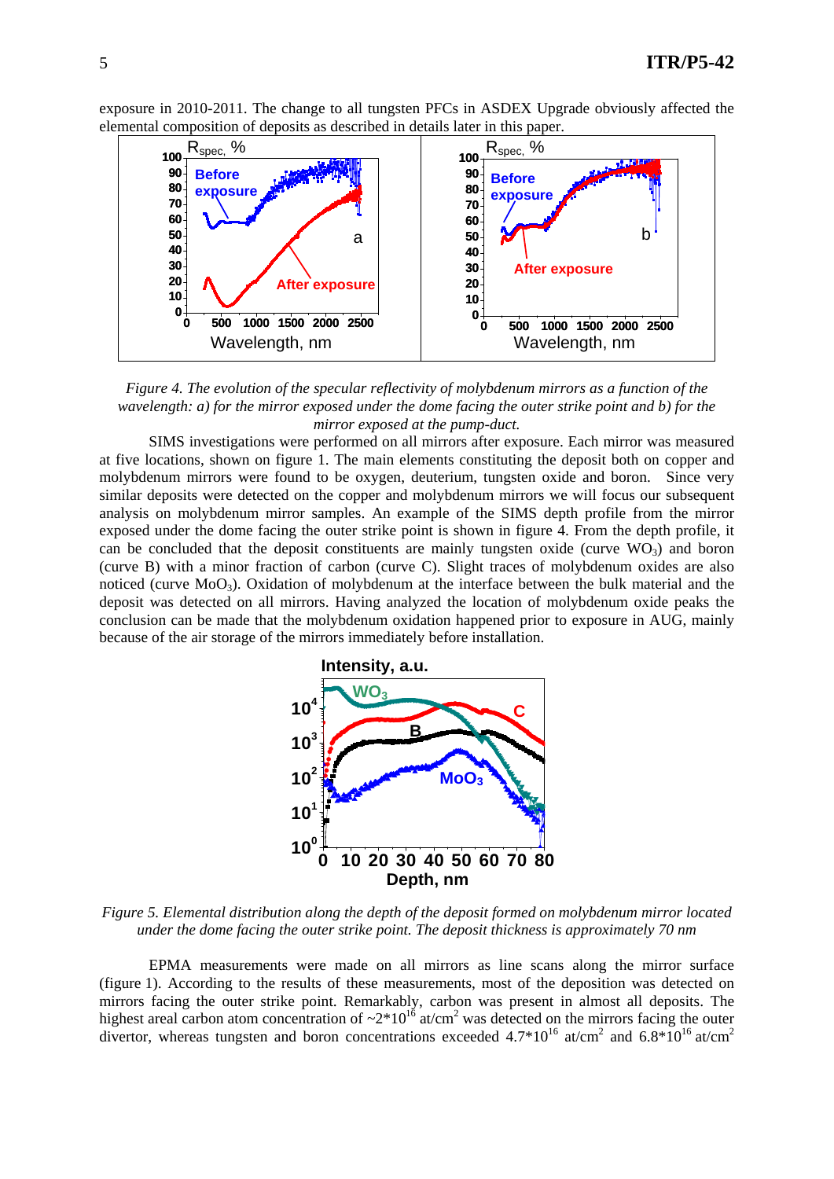exposure in 2010-2011. The change to all tungsten PFCs in ASDEX Upgrade obviously affected the elemental composition of deposits as described in details later in this paper.

*Figure 4. The evolution of the specular reflectivity of molybdenum mirrors as a function of the wavelength: a) for the mirror exposed under the dome facing the outer strike point and b) for the mirror exposed at the pump-duct.*

SIMS investigations were performed on all mirrors after exposure. Each mirror was measured at five locations, shown on figure 1. The main elements constituting the deposit both on copper and molybdenum mirrors were found to be oxygen, deuterium, tungsten oxide and boron. Since very similar deposits were detected on the copper and molybdenum mirrors we will focus our subsequent analysis on molybdenum mirror samples. An example of the SIMS depth profile from the mirror exposed under the dome facing the outer strike point is shown in figure 4. From the depth profile, it can be concluded that the deposit constituents are mainly tungsten oxide (curve $WO_3$) and boron (curve B) with a minor fraction of carbon (curve C). Slight traces of molybdenum oxides are also noticed (curve $MoO_3$). Oxidation of molybdenum at the interface between the bulk material and the deposit was detected on all mirrors. Having analyzed the location of molybdenum oxide peaks the conclusion can be made that the molybdenum oxidation happened prior to exposure in AUG, mainly because of the air storage of the mirrors immediately before installation.

*Figure 5. Elemental distribution along the depth of the deposit formed on molybdenum mirror located under the dome facing the outer strike point. The deposit thickness is approximately 70 nm*

EPMA measurements were made on all mirrors as line scans along the mirror surface (figure 1). According to the results of these measurements, most of the deposition was detected on mirrors facing the outer strike point. Remarkably, carbon was present in almost all deposits. The highest areal carbon atom concentration of $\sim 2 \cdot 10^{16}$ at/cm$^2$ was detected on the mirrors facing the outer divertor, whereas tungsten and boron concentrations exceeded $4.7 \cdot 10^{16}$ at/cm$^2$ and $6.8 \cdot 10^{16}$ at/cm$^2$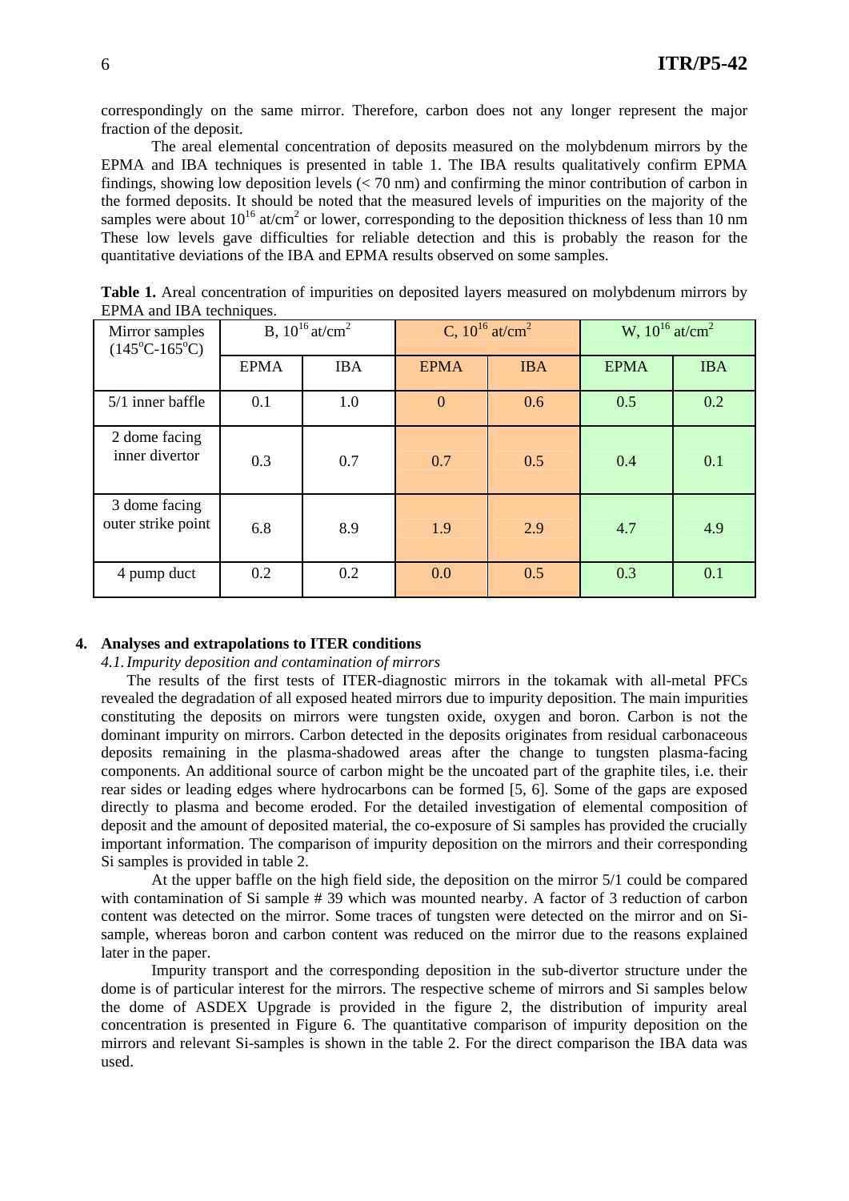correspondingly on the same mirror. Therefore, carbon does not any longer represent the major fraction of the deposit.

The areal elemental concentration of deposits measured on the molybdenum mirrors by the EPMA and IBA techniques is presented in table 1. The IBA results qualitatively confirm EPMA findings, showing low deposition levels (< 70 nm) and confirming the minor contribution of carbon in the formed deposits. It should be noted that the measured levels of impurities on the majority of the samples were about $10^{16}$ at/cm$^2$ or lower, corresponding to the deposition thickness of less than 10 nm These low levels gave difficulties for reliable detection and this is probably the reason for the quantitative deviations of the IBA and EPMA results observed on some samples.

**Table 1.** Areal concentration of impurities on deposited layers measured on molybdenum mirrors by EPMA and IBA techniques.

| Mirror samples (145°C-165°C) | B, $10^{16}$ at/cm$^2$ | | C, $10^{16}$ at/cm$^2$ | | W, $10^{16}$ at/cm$^2$ | |
|---|---|---|---|---|---|---|
| | EPMA | IBA | EPMA | IBA | EPMA | IBA |
| 5/1 inner baffle | 0.1 | 1.0 | 0 | 0.6 | 0.5 | 0.2 |
| 2 dome facing inner divertor | 0.3 | 0.7 | 0.7 | 0.5 | 0.4 | 0.1 |
| 3 dome facing outer strike point | 6.8 | 8.9 | 1.9 | 2.9 | 4.7 | 4.9 |
| 4 pump duct | 0.2 | 0.2 | 0.0 | 0.5 | 0.3 | 0.1 |

## 4. Analyses and extrapolations to ITER conditions

### *4.1. Impurity deposition and contamination of mirrors*

The results of the first tests of ITER-diagnostic mirrors in the tokamak with all-metal PFCs revealed the degradation of all exposed heated mirrors due to impurity deposition. The main impurities constituting the deposits on mirrors were tungsten oxide, oxygen and boron. Carbon is not the dominant impurity on mirrors. Carbon detected in the deposits originates from residual carbonaceous deposits remaining in the plasma-shadowed areas after the change to tungsten plasma-facing components. An additional source of carbon might be the uncoated part of the graphite tiles, i.e. their rear sides or leading edges where hydrocarbons can be formed [5, 6]. Some of the gaps are exposed directly to plasma and become eroded. For the detailed investigation of elemental composition of deposit and the amount of deposited material, the co-exposure of Si samples has provided the crucially important information. The comparison of impurity deposition on the mirrors and their corresponding Si samples is provided in table 2.

At the upper baffle on the high field side, the deposition on the mirror 5/1 could be compared with contamination of Si sample # 39 which was mounted nearby. A factor of 3 reduction of carbon content was detected on the mirror. Some traces of tungsten were detected on the mirror and on Si-sample, whereas boron and carbon content was reduced on the mirror due to the reasons explained later in the paper.

Impurity transport and the corresponding deposition in the sub-divertor structure under the dome is of particular interest for the mirrors. The respective scheme of mirrors and Si samples below the dome of ASDEX Upgrade is provided in the figure 2, the distribution of impurity areal concentration is presented in Figure 6. The quantitative comparison of impurity deposition on the mirrors and relevant Si-samples is shown in the table 2. For the direct comparison the IBA data was used.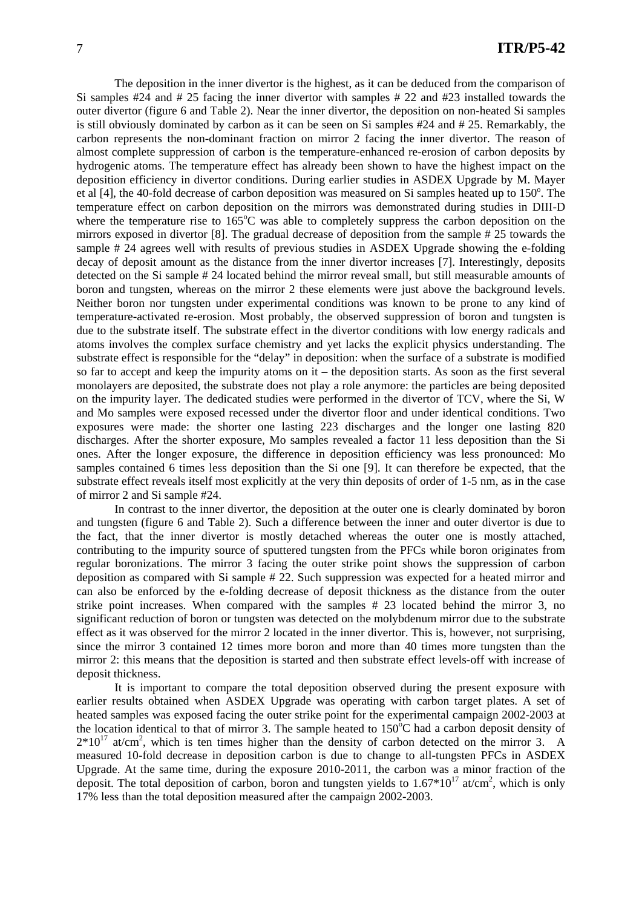The deposition in the inner divertor is the highest, as it can be deduced from the comparison of Si samples #24 and # 25 facing the inner divertor with samples # 22 and #23 installed towards the outer divertor (figure 6 and Table 2). Near the inner divertor, the deposition on non-heated Si samples is still obviously dominated by carbon as it can be seen on Si samples #24 and # 25. Remarkably, the carbon represents the non-dominant fraction on mirror 2 facing the inner divertor. The reason of almost complete suppression of carbon is the temperature-enhanced re-erosion of carbon deposits by hydrogenic atoms. The temperature effect has already been shown to have the highest impact on the deposition efficiency in divertor conditions. During earlier studies in ASDEX Upgrade by M. Mayer et al [4], the 40-fold decrease of carbon deposition was measured on Si samples heated up to 150$^{o}$. The temperature effect on carbon deposition on the mirrors was demonstrated during studies in DIII-D where the temperature rise to 165$^{o}$C was able to completely suppress the carbon deposition on the mirrors exposed in divertor [8]. The gradual decrease of deposition from the sample # 25 towards the sample # 24 agrees well with results of previous studies in ASDEX Upgrade showing the e-folding decay of deposit amount as the distance from the inner divertor increases [7]. Interestingly, deposits detected on the Si sample # 24 located behind the mirror reveal small, but still measurable amounts of boron and tungsten, whereas on the mirror 2 these elements were just above the background levels. Neither boron nor tungsten under experimental conditions was known to be prone to any kind of temperature-activated re-erosion. Most probably, the observed suppression of boron and tungsten is due to the substrate itself. The substrate effect in the divertor conditions with low energy radicals and atoms involves the complex surface chemistry and yet lacks the explicit physics understanding. The substrate effect is responsible for the "delay" in deposition: when the surface of a substrate is modified so far to accept and keep the impurity atoms on it – the deposition starts. As soon as the first several monolayers are deposited, the substrate does not play a role anymore: the particles are being deposited on the impurity layer. The dedicated studies were performed in the divertor of TCV, where the Si, W and Mo samples were exposed recessed under the divertor floor and under identical conditions. Two exposures were made: the shorter one lasting 223 discharges and the longer one lasting 820 discharges. After the shorter exposure, Mo samples revealed a factor 11 less deposition than the Si ones. After the longer exposure, the difference in deposition efficiency was less pronounced: Mo samples contained 6 times less deposition than the Si one [9]. It can therefore be expected, that the substrate effect reveals itself most explicitly at the very thin deposits of order of 1-5 nm, as in the case of mirror 2 and Si sample #24.

In contrast to the inner divertor, the deposition at the outer one is clearly dominated by boron and tungsten (figure 6 and Table 2). Such a difference between the inner and outer divertor is due to the fact, that the inner divertor is mostly detached whereas the outer one is mostly attached, contributing to the impurity source of sputtered tungsten from the PFCs while boron originates from regular boronizations. The mirror 3 facing the outer strike point shows the suppression of carbon deposition as compared with Si sample # 22. Such suppression was expected for a heated mirror and can also be enforced by the e-folding decrease of deposit thickness as the distance from the outer strike point increases. When compared with the samples # 23 located behind the mirror 3, no significant reduction of boron or tungsten was detected on the molybdenum mirror due to the substrate effect as it was observed for the mirror 2 located in the inner divertor. This is, however, not surprising, since the mirror 3 contained 12 times more boron and more than 40 times more tungsten than the mirror 2: this means that the deposition is started and then substrate effect levels-off with increase of deposit thickness.

It is important to compare the total deposition observed during the present exposure with earlier results obtained when ASDEX Upgrade was operating with carbon target plates. A set of heated samples was exposed facing the outer strike point for the experimental campaign 2002-2003 at the location identical to that of mirror 3. The sample heated to 150$^{o}$C had a carbon deposit density of $2*10^{17}$ at/cm$^{2}$, which is ten times higher than the density of carbon detected on the mirror 3. A measured 10-fold decrease in deposition carbon is due to change to all-tungsten PFCs in ASDEX Upgrade. At the same time, during the exposure 2010-2011, the carbon was a minor fraction of the deposit. The total deposition of carbon, boron and tungsten yields to $1.67*10^{17}$ at/cm$^{2}$, which is only 17% less than the total deposition measured after the campaign 2002-2003.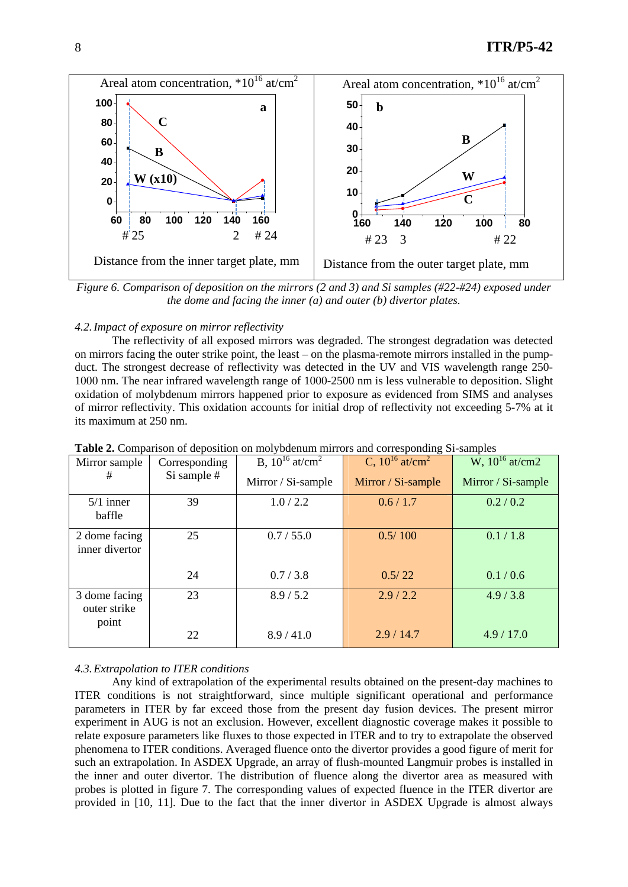Figure 6. Comparison of deposition on the mirrors (2 and 3) and Si samples (#22-#24) exposed under the dome and facing the inner (a) and outer (b) divertor plates.

*4.2. Impact of exposure on mirror reflectivity*

The reflectivity of all exposed mirrors was degraded. The strongest degradation was detected on mirrors facing the outer strike point, the least – on the plasma-remote mirrors installed in the pump-duct. The strongest decrease of reflectivity was detected in the UV and VIS wavelength range 250-1000 nm. The near infrared wavelength range of 1000-2500 nm is less vulnerable to deposition. Slight oxidation of molybdenum mirrors happened prior to exposure as evidenced from SIMS and analyses of mirror reflectivity. This oxidation accounts for initial drop of reflectivity not exceeding 5-7% at it its maximum at 250 nm.

**Table 2.** Comparison of deposition on molybdenum mirrors and corresponding Si-samples

| Mirror sample # | Corresponding Si sample # | B, $10^{16}$ at/cm$^2$ Mirror / Si-sample | C, $10^{16}$ at/cm$^2$ Mirror / Si-sample | W, $10^{16}$ at/cm2 Mirror / Si-sample |
|---|---|---|---|---|
| 5/1 inner baffle | 39 | 1.0 / 2.2 | 0.6 / 1.7 | 0.2 / 0.2 |
| 2 dome facing inner divertor | 25 | 0.7 / 55.0 | 0.5/ 100 | 0.1 / 1.8 |
| | 24 | 0.7 / 3.8 | 0.5/ 22 | 0.1 / 0.6 |
| 3 dome facing outer strike point | 23 | 8.9 / 5.2 | 2.9 / 2.2 | 4.9 / 3.8 |
| | 22 | 8.9 / 41.0 | 2.9 / 14.7 | 4.9 / 17.0 |

*4.3. Extrapolation to ITER conditions*

Any kind of extrapolation of the experimental results obtained on the present-day machines to ITER conditions is not straightforward, since multiple significant operational and performance parameters in ITER by far exceed those from the present day fusion devices. The present mirror experiment in AUG is not an exclusion. However, excellent diagnostic coverage makes it possible to relate exposure parameters like fluxes to those expected in ITER and to try to extrapolate the observed phenomena to ITER conditions. Averaged fluence onto the divertor provides a good figure of merit for such an extrapolation. In ASDEX Upgrade, an array of flush-mounted Langmuir probes is installed in the inner and outer divertor. The distribution of fluence along the divertor area as measured with probes is plotted in figure 7. The corresponding values of expected fluence in the ITER divertor are provided in [10, 11]. Due to the fact that the inner divertor in ASDEX Upgrade is almost always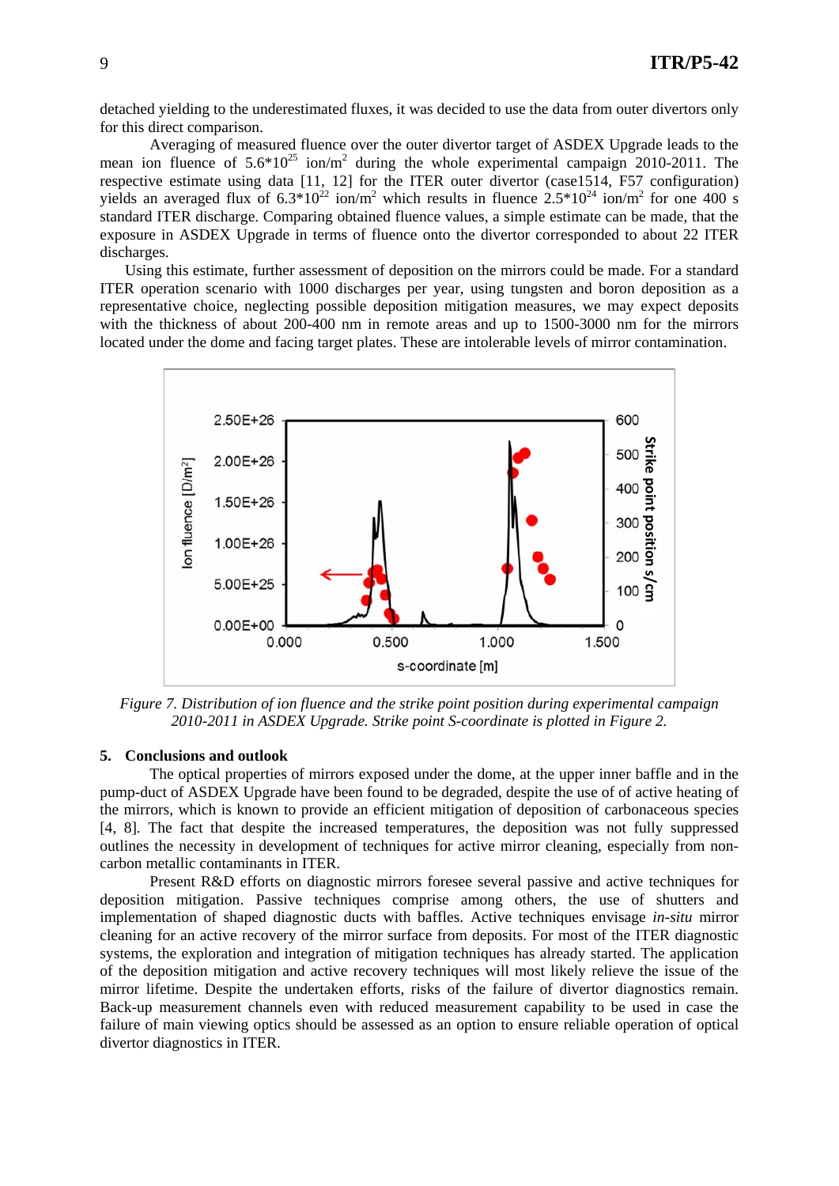detached yielding to the underestimated fluxes, it was decided to use the data from outer divertors only for this direct comparison.

Averaging of measured fluence over the outer divertor target of ASDEX Upgrade leads to the mean ion fluence of $5.6*10^{25}$ ion/m$^2$ during the whole experimental campaign 2010-2011. The respective estimate using data [11, 12] for the ITER outer divertor (case1514, F57 configuration) yields an averaged flux of $6.3*10^{22}$ ion/m$^2$ which results in fluence $2.5*10^{24}$ ion/m$^2$ for one 400 s standard ITER discharge. Comparing obtained fluence values, a simple estimate can be made, that the exposure in ASDEX Upgrade in terms of fluence onto the divertor corresponded to about 22 ITER discharges.

Using this estimate, further assessment of deposition on the mirrors could be made. For a standard ITER operation scenario with 1000 discharges per year, using tungsten and boron deposition as a representative choice, neglecting possible deposition mitigation measures, we may expect deposits with the thickness of about 200-400 nm in remote areas and up to 1500-3000 nm for the mirrors located under the dome and facing target plates. These are intolerable levels of mirror contamination.

*Figure 7. Distribution of ion fluence and the strike point position during experimental campaign 2010-2011 in ASDEX Upgrade. Strike point S-coordinate is plotted in Figure 2.*

## 5. Conclusions and outlook

The optical properties of mirrors exposed under the dome, at the upper inner baffle and in the pump-duct of ASDEX Upgrade have been found to be degraded, despite the use of of active heating of the mirrors, which is known to provide an efficient mitigation of deposition of carbonaceous species [4, 8]. The fact that despite the increased temperatures, the deposition was not fully suppressed outlines the necessity in development of techniques for active mirror cleaning, especially from non-carbon metallic contaminants in ITER.

Present R&D efforts on diagnostic mirrors foresee several passive and active techniques for deposition mitigation. Passive techniques comprise among others, the use of shutters and implementation of shaped diagnostic ducts with baffles. Active techniques envisage *in-situ* mirror cleaning for an active recovery of the mirror surface from deposits. For most of the ITER diagnostic systems, the exploration and integration of mitigation techniques has already started. The application of the deposition mitigation and active recovery techniques will most likely relieve the issue of the mirror lifetime. Despite the undertaken efforts, risks of the failure of divertor diagnostics remain. Back-up measurement channels even with reduced measurement capability to be used in case the failure of main viewing optics should be assessed as an option to ensure reliable operation of optical divertor diagnostics in ITER.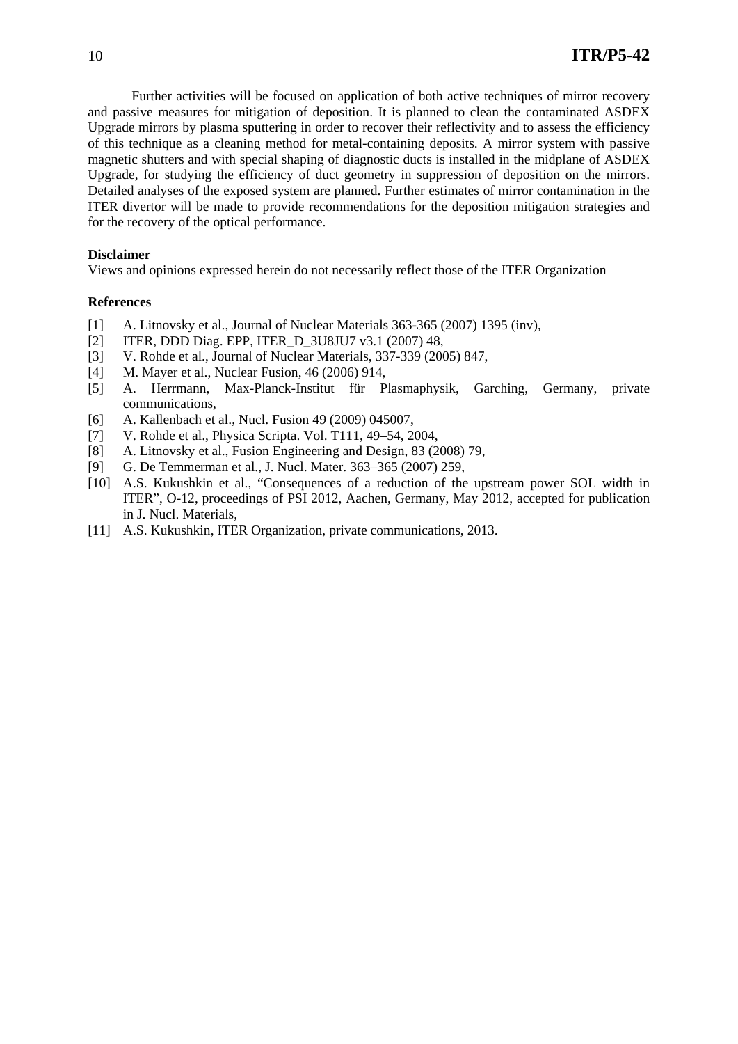Further activities will be focused on application of both active techniques of mirror recovery and passive measures for mitigation of deposition. It is planned to clean the contaminated ASDEX Upgrade mirrors by plasma sputtering in order to recover their reflectivity and to assess the efficiency of this technique as a cleaning method for metal-containing deposits. A mirror system with passive magnetic shutters and with special shaping of diagnostic ducts is installed in the midplane of ASDEX Upgrade, for studying the efficiency of duct geometry in suppression of deposition on the mirrors. Detailed analyses of the exposed system are planned. Further estimates of mirror contamination in the ITER divertor will be made to provide recommendations for the deposition mitigation strategies and for the recovery of the optical performance.

**Disclaimer**

Views and opinions expressed herein do not necessarily reflect those of the ITER Organization

**References**

[1] A. Litnovsky et al., Journal of Nuclear Materials 363-365 (2007) 1395 (inv),

[2] ITER, DDD Diag. EPP, ITER_D_3U8JU7 v3.1 (2007) 48,

[3] V. Rohde et al., Journal of Nuclear Materials, 337-339 (2005) 847,

[4] M. Mayer et al., Nuclear Fusion, 46 (2006) 914,

[5] A. Herrmann, Max-Planck-Institut für Plasmaphysik, Garching, Germany, private communications,

[6] A. Kallenbach et al., Nucl. Fusion 49 (2009) 045007,

[7] V. Rohde et al., Physica Scripta. Vol. T111, 49–54, 2004,

[8] A. Litnovsky et al., Fusion Engineering and Design, 83 (2008) 79,

[9] G. De Temmerman et al., J. Nucl. Mater. 363–365 (2007) 259,

[10] A.S. Kukushkin et al., "Consequences of a reduction of the upstream power SOL width in ITER", O-12, proceedings of PSI 2012, Aachen, Germany, May 2012, accepted for publication in J. Nucl. Materials,

[11] A.S. Kukushkin, ITER Organization, private communications, 2013.